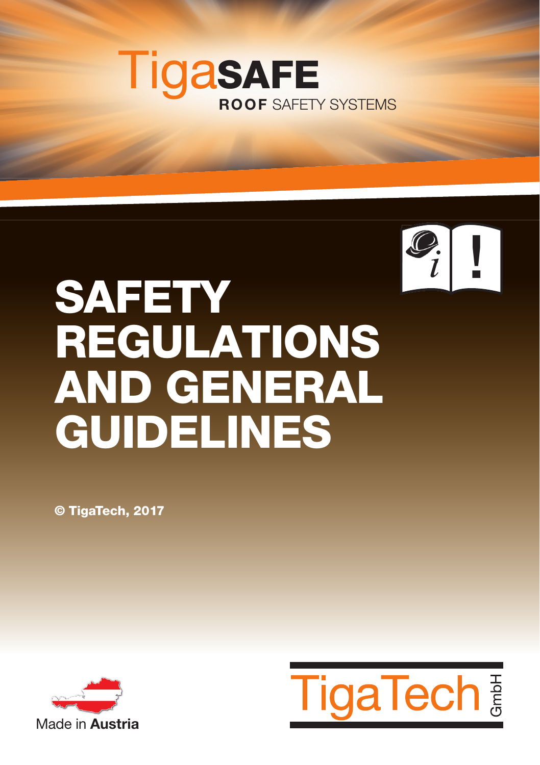TigaSAFE

ROOF SAFETY SYSTEMS

# SAFETY REGULATIONS AND GENERAL GUIDELINES

**© TigaTech, 2017**

Made in **Austria**

TigaTech GmbH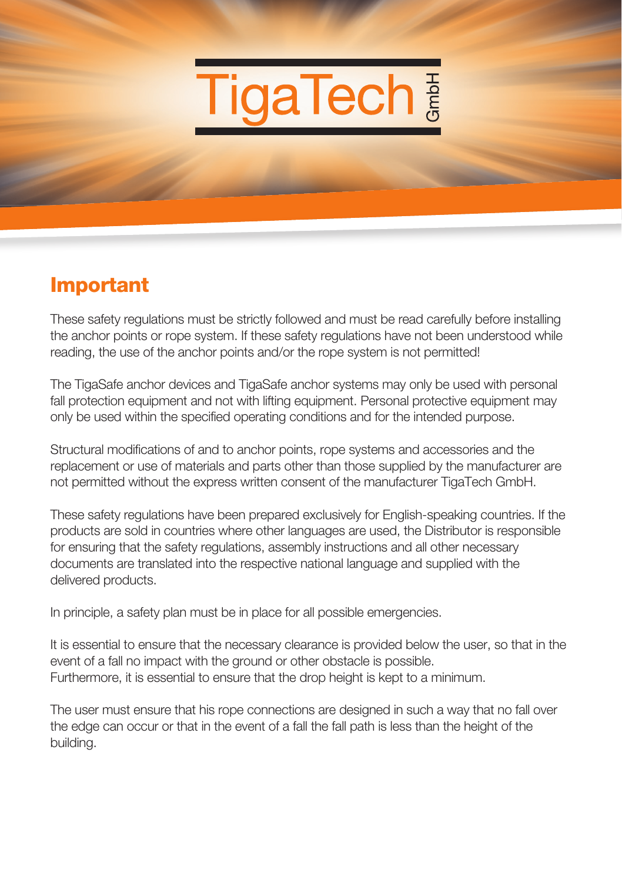# TigaTech GmbH

## Important

These safety regulations must be strictly followed and must be read carefully before installing the anchor points or rope system. If these safety regulations have not been understood while reading, the use of the anchor points and/or the rope system is not permitted!

The TigaSafe anchor devices and TigaSafe anchor systems may only be used with personal fall protection equipment and not with lifting equipment. Personal protective equipment may only be used within the specified operating conditions and for the intended purpose.

Structural modifications of and to anchor points, rope systems and accessories and the replacement or use of materials and parts other than those supplied by the manufacturer are not permitted without the express written consent of the manufacturer TigaTech GmbH.

These safety regulations have been prepared exclusively for English-speaking countries. If the products are sold in countries where other languages are used, the Distributor is responsible for ensuring that the safety regulations, assembly instructions and all other necessary documents are translated into the respective national language and supplied with the delivered products.

In principle, a safety plan must be in place for all possible emergencies.

It is essential to ensure that the necessary clearance is provided below the user, so that in the event of a fall no impact with the ground or other obstacle is possible.
Furthermore, it is essential to ensure that the drop height is kept to a minimum.

The user must ensure that his rope connections are designed in such a way that no fall over the edge can occur or that in the event of a fall the fall path is less than the height of the building.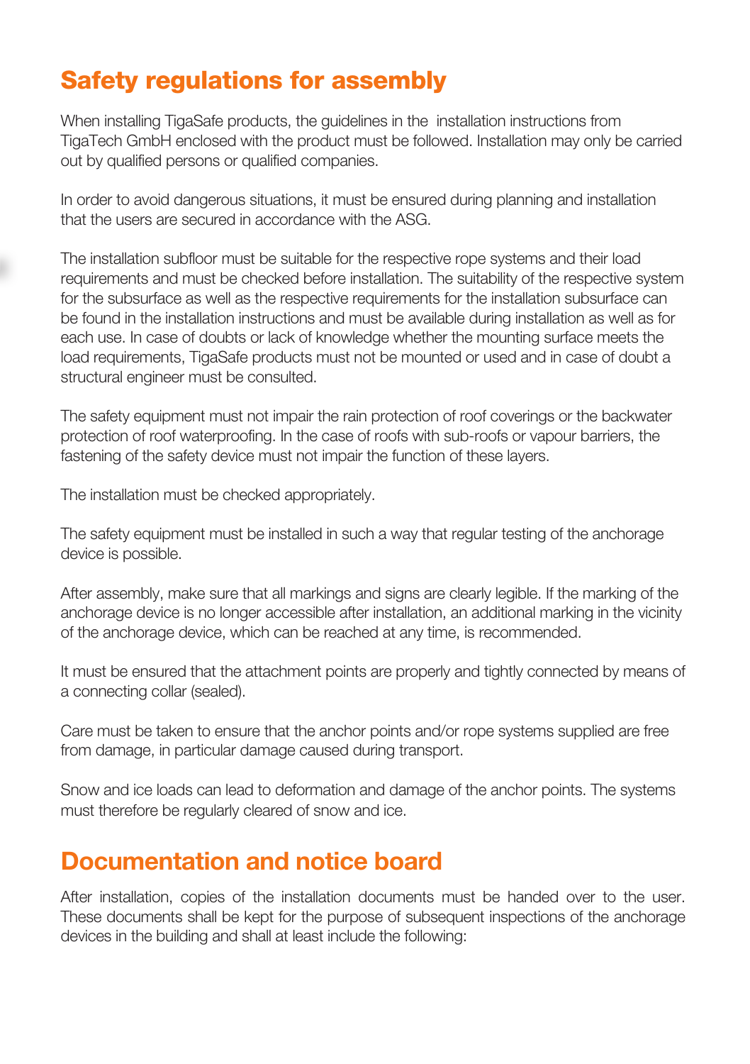## Safety regulations for assembly

When installing TigaSafe products, the guidelines in the installation instructions from TigaTech GmbH enclosed with the product must be followed. Installation may only be carried out by qualified persons or qualified companies.

In order to avoid dangerous situations, it must be ensured during planning and installation that the users are secured in accordance with the ASG.

The installation subfloor must be suitable for the respective rope systems and their load requirements and must be checked before installation. The suitability of the respective system for the subsurface as well as the respective requirements for the installation subsurface can be found in the installation instructions and must be available during installation as well as for each use. In case of doubts or lack of knowledge whether the mounting surface meets the load requirements, TigaSafe products must not be mounted or used and in case of doubt a structural engineer must be consulted.

The safety equipment must not impair the rain protection of roof coverings or the backwater protection of roof waterproofing. In the case of roofs with sub-roofs or vapour barriers, the fastening of the safety device must not impair the function of these layers.

The installation must be checked appropriately.

The safety equipment must be installed in such a way that regular testing of the anchorage device is possible.

After assembly, make sure that all markings and signs are clearly legible. If the marking of the anchorage device is no longer accessible after installation, an additional marking in the vicinity of the anchorage device, which can be reached at any time, is recommended.

It must be ensured that the attachment points are properly and tightly connected by means of a connecting collar (sealed).

Care must be taken to ensure that the anchor points and/or rope systems supplied are free from damage, in particular damage caused during transport.

Snow and ice loads can lead to deformation and damage of the anchor points. The systems must therefore be regularly cleared of snow and ice.

## Documentation and notice board

After installation, copies of the installation documents must be handed over to the user. These documents shall be kept for the purpose of subsequent inspections of the anchorage devices in the building and shall at least include the following: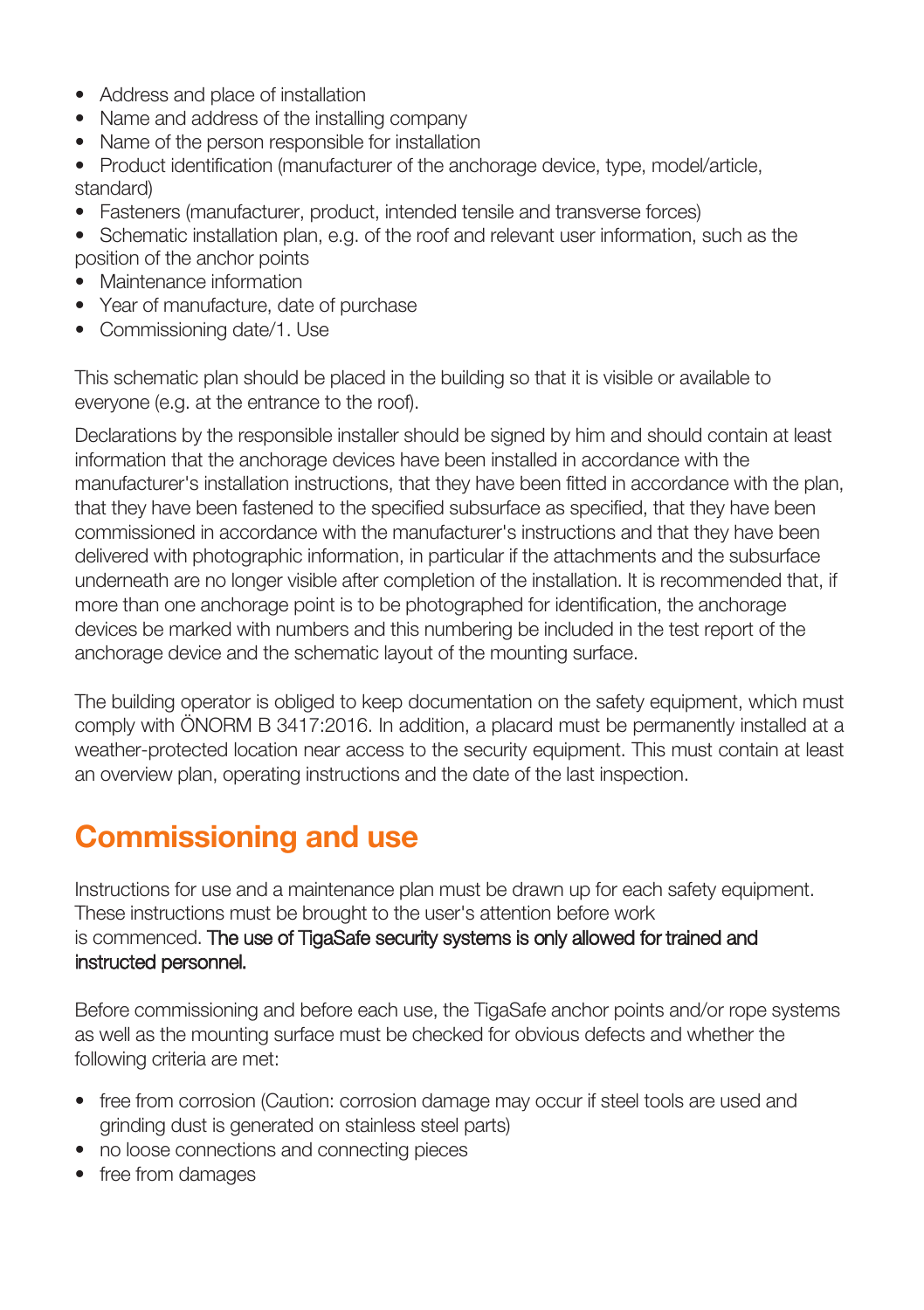- Address and place of installation
- Name and address of the installing company
- Name of the person responsible for installation
- Product identification (manufacturer of the anchorage device, type, model/article, standard)
- Fasteners (manufacturer, product, intended tensile and transverse forces)
- Schematic installation plan, e.g. of the roof and relevant user information, such as the position of the anchor points
- Maintenance information
- Year of manufacture, date of purchase
- Commissioning date/1. Use

This schematic plan should be placed in the building so that it is visible or available to everyone (e.g. at the entrance to the roof).

Declarations by the responsible installer should be signed by him and should contain at least information that the anchorage devices have been installed in accordance with the manufacturer's installation instructions, that they have been fitted in accordance with the plan, that they have been fastened to the specified subsurface as specified, that they have been commissioned in accordance with the manufacturer's instructions and that they have been delivered with photographic information, in particular if the attachments and the subsurface underneath are no longer visible after completion of the installation. It is recommended that, if more than one anchorage point is to be photographed for identification, the anchorage devices be marked with numbers and this numbering be included in the test report of the anchorage device and the schematic layout of the mounting surface.

The building operator is obliged to keep documentation on the safety equipment, which must comply with ÖNORM B 3417:2016. In addition, a placard must be permanently installed at a weather-protected location near access to the security equipment. This must contain at least an overview plan, operating instructions and the date of the last inspection.

## Commissioning and use

Instructions for use and a maintenance plan must be drawn up for each safety equipment. These instructions must be brought to the user's attention before work is commenced. **The use of TigaSafe security systems is only allowed for trained and instructed personnel.**

Before commissioning and before each use, the TigaSafe anchor points and/or rope systems as well as the mounting surface must be checked for obvious defects and whether the following criteria are met:

- free from corrosion (Caution: corrosion damage may occur if steel tools are used and grinding dust is generated on stainless steel parts)
- no loose connections and connecting pieces
- free from damages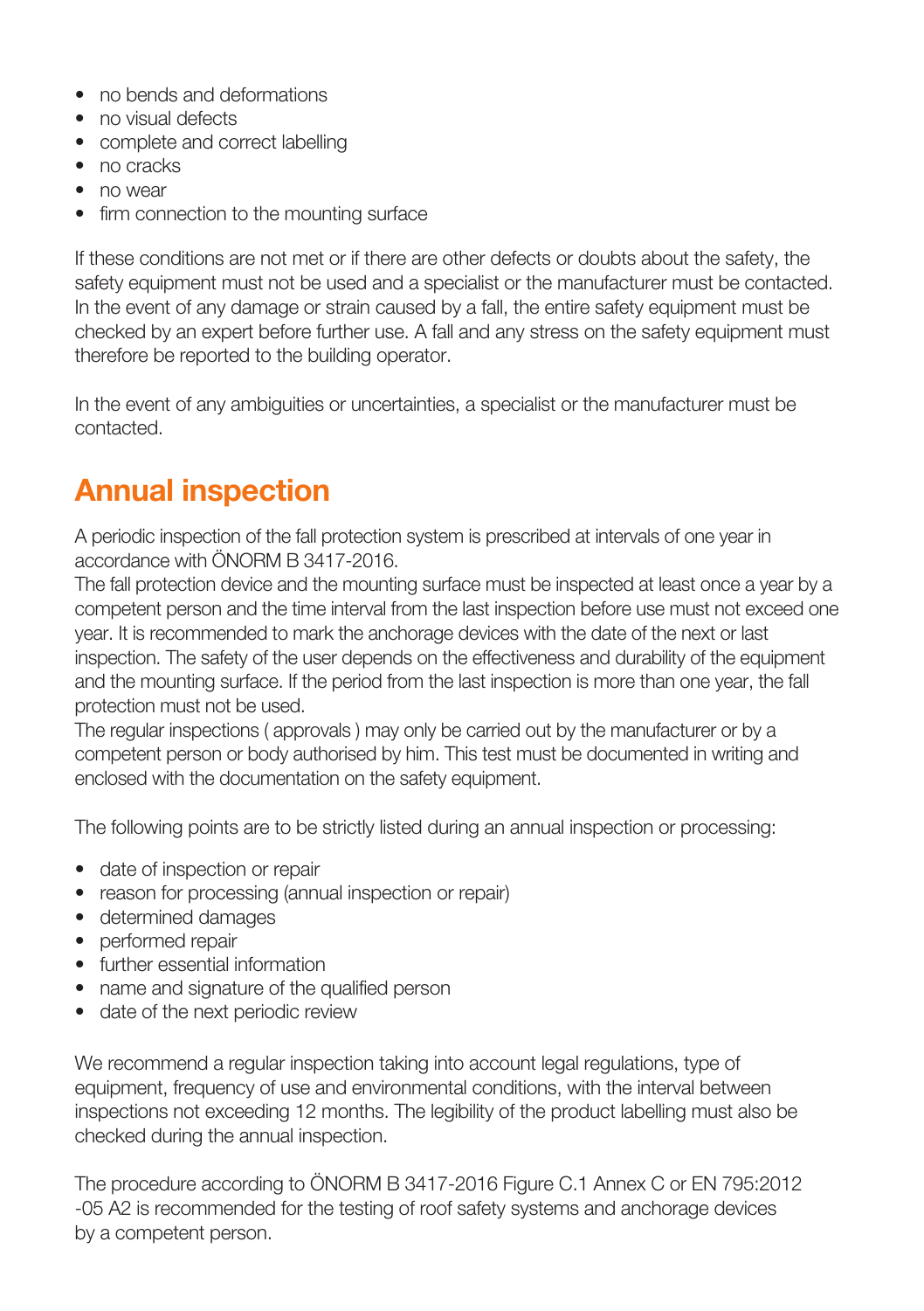- no bends and deformations
- no visual defects
- complete and correct labelling
- no cracks
- no wear
- firm connection to the mounting surface

If these conditions are not met or if there are other defects or doubts about the safety, the safety equipment must not be used and a specialist or the manufacturer must be contacted. In the event of any damage or strain caused by a fall, the entire safety equipment must be checked by an expert before further use. A fall and any stress on the safety equipment must therefore be reported to the building operator.

In the event of any ambiguities or uncertainties, a specialist or the manufacturer must be contacted.

## Annual inspection

A periodic inspection of the fall protection system is prescribed at intervals of one year in accordance with ÖNORM B 3417-2016.
The fall protection device and the mounting surface must be inspected at least once a year by a competent person and the time interval from the last inspection before use must not exceed one year. It is recommended to mark the anchorage devices with the date of the next or last inspection. The safety of the user depends on the effectiveness and durability of the equipment and the mounting surface. If the period from the last inspection is more than one year, the fall protection must not be used.
The regular inspections ( approvals ) may only be carried out by the manufacturer or by a competent person or body authorised by him. This test must be documented in writing and enclosed with the documentation on the safety equipment.

The following points are to be strictly listed during an annual inspection or processing:

- date of inspection or repair
- reason for processing (annual inspection or repair)
- determined damages
- performed repair
- further essential information
- name and signature of the qualified person
- date of the next periodic review

We recommend a regular inspection taking into account legal regulations, type of equipment, frequency of use and environmental conditions, with the interval between inspections not exceeding 12 months. The legibility of the product labelling must also be checked during the annual inspection.

The procedure according to ÖNORM B 3417-2016 Figure C.1 Annex C or EN 795:2012 -05 A2 is recommended for the testing of roof safety systems and anchorage devices by a competent person.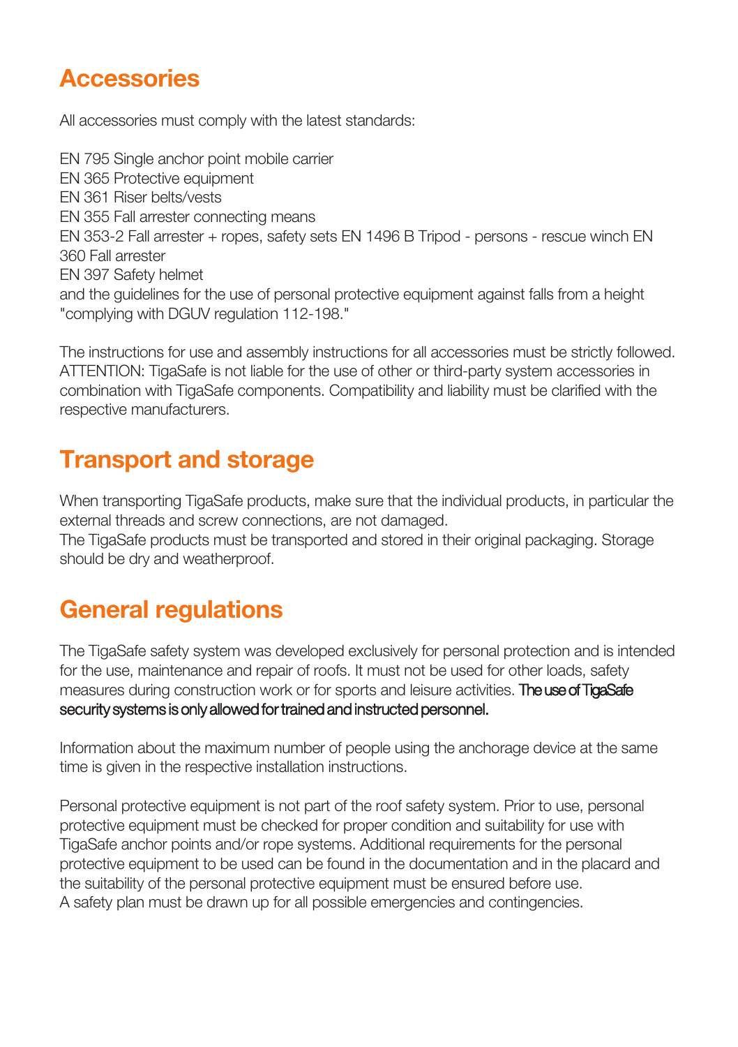## Accessories

All accessories must comply with the latest standards:

EN 795 Single anchor point mobile carrier
EN 365 Protective equipment
EN 361 Riser belts/vests
EN 355 Fall arrester connecting means
EN 353-2 Fall arrester + ropes, safety sets EN 1496 B Tripod - persons - rescue winch EN 360 Fall arrester
EN 397 Safety helmet
and the guidelines for the use of personal protective equipment against falls from a height "complying with DGUV regulation 112-198."

The instructions for use and assembly instructions for all accessories must be strictly followed. ATTENTION: TigaSafe is not liable for the use of other or third-party system accessories in combination with TigaSafe components. Compatibility and liability must be clarified with the respective manufacturers.

## Transport and storage

When transporting TigaSafe products, make sure that the individual products, in particular the external threads and screw connections, are not damaged.
The TigaSafe products must be transported and stored in their original packaging. Storage should be dry and weatherproof.

## General regulations

The TigaSafe safety system was developed exclusively for personal protection and is intended for the use, maintenance and repair of roofs. It must not be used for other loads, safety measures during construction work or for sports and leisure activities. The use of TigaSafe security systems is only allowed for trained and instructed personnel.

Information about the maximum number of people using the anchorage device at the same time is given in the respective installation instructions.

Personal protective equipment is not part of the roof safety system. Prior to use, personal protective equipment must be checked for proper condition and suitability for use with TigaSafe anchor points and/or rope systems. Additional requirements for the personal protective equipment to be used can be found in the documentation and in the placard and the suitability of the personal protective equipment must be ensured before use.
A safety plan must be drawn up for all possible emergencies and contingencies.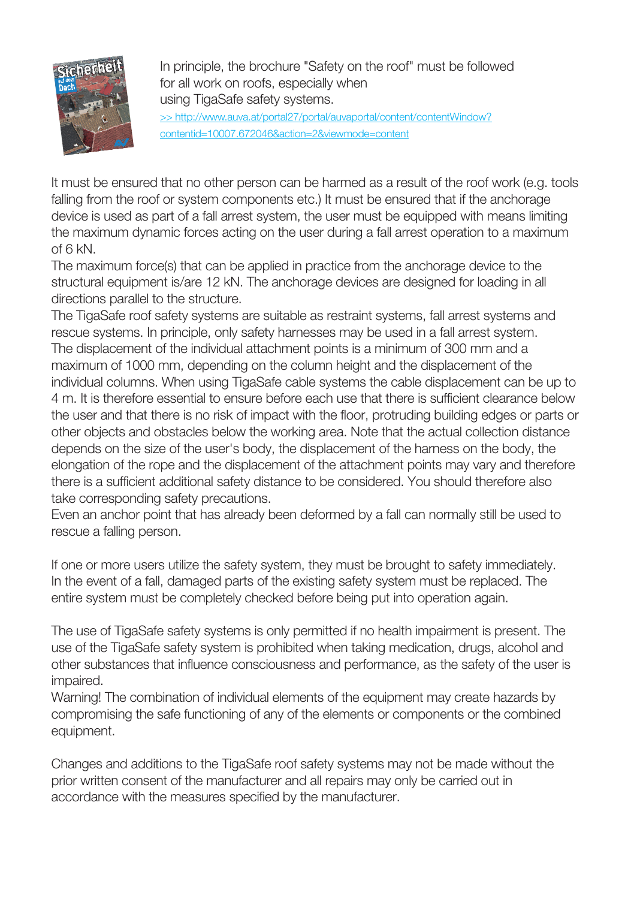In principle, the brochure "Safety on the roof" must be followed for all work on roofs, especially when using TigaSafe safety systems.
[>> http://www.auva.at/portal27/portal/auvaportal/content/contentWindow?contentid=10007.672046&action=2&viewmode=content](http://www.auva.at/portal27/portal/auvaportal/content/contentWindow?contentid=10007.672046&action=2&viewmode=content)

It must be ensured that no other person can be harmed as a result of the roof work (e.g. tools falling from the roof or system components etc.) It must be ensured that if the anchorage device is used as part of a fall arrest system, the user must be equipped with means limiting the maximum dynamic forces acting on the user during a fall arrest operation to a maximum of 6 kN.
The maximum force(s) that can be applied in practice from the anchorage device to the structural equipment is/are 12 kN. The anchorage devices are designed for loading in all directions parallel to the structure.
The TigaSafe roof safety systems are suitable as restraint systems, fall arrest systems and rescue systems. In principle, only safety harnesses may be used in a fall arrest system.
The displacement of the individual attachment points is a minimum of 300 mm and a maximum of 1000 mm, depending on the column height and the displacement of the individual columns. When using TigaSafe cable systems the cable displacement can be up to 4 m. It is therefore essential to ensure before each use that there is sufficient clearance below the user and that there is no risk of impact with the floor, protruding building edges or parts or other objects and obstacles below the working area. Note that the actual collection distance depends on the size of the user's body, the displacement of the harness on the body, the elongation of the rope and the displacement of the attachment points may vary and therefore there is a sufficient additional safety distance to be considered. You should therefore also take corresponding safety precautions.
Even an anchor point that has already been deformed by a fall can normally still be used to rescue a falling person.

If one or more users utilize the safety system, they must be brought to safety immediately. In the event of a fall, damaged parts of the existing safety system must be replaced. The entire system must be completely checked before being put into operation again.

The use of TigaSafe safety systems is only permitted if no health impairment is present. The use of the TigaSafe safety system is prohibited when taking medication, drugs, alcohol and other substances that influence consciousness and performance, as the safety of the user is impaired.
Warning! The combination of individual elements of the equipment may create hazards by compromising the safe functioning of any of the elements or components or the combined equipment.

Changes and additions to the TigaSafe roof safety systems may not be made without the prior written consent of the manufacturer and all repairs may only be carried out in accordance with the measures specified by the manufacturer.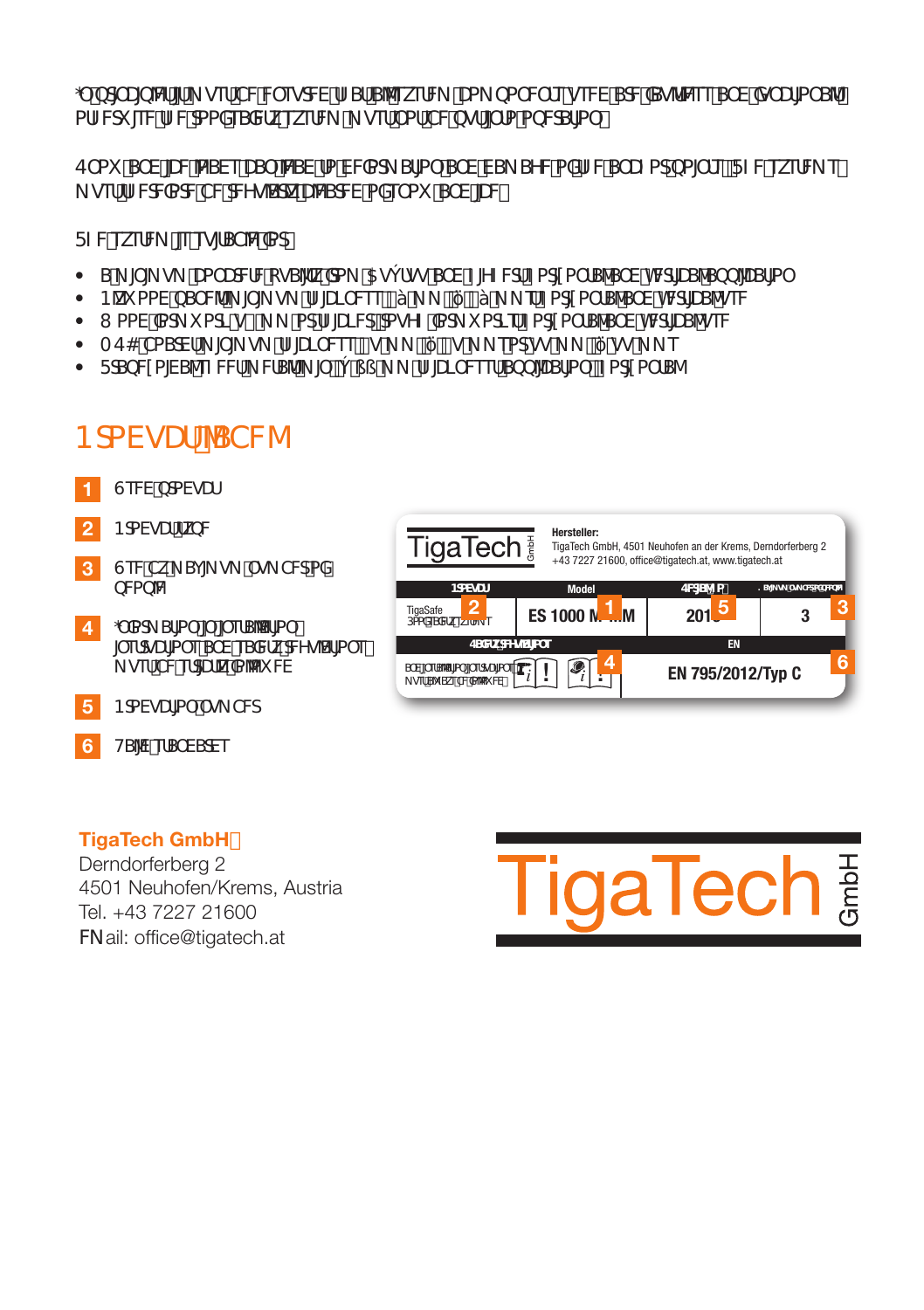*OQSJODJQMFUIJUJNVTUCFFOTVSFEUIBUBMMTZTUFNDPNQPOFOUTVTFEBSFGBVMUMFTTBOEGVODUJPOBMM PUIFSXJTFUIFSPPGTBGFUZTZTUFNNVTUOPUCFQVUJOUPPQFSBUJPO

4OPXBOEJDFMPBETDBOMFBEUPEFGPSNBUJPOBOEEBNBHFPGUIFBODIPSQPJOUT5IFTZTUFNT NVTUUIFSFGPSFCFSFHVMBSMZDMFBSFEPGTOPXBOEJDF

5IFTZTUFNJTTVJUBCMFGPS

- BNJOJNVNDPODSFUFRVBMJUZGPSN$VCFTBOE)JHFSUIPSJ[POUBMBOEWFSUJDBMJOTUBMMBUJPO
- 1MZXPPEQBOFMTNJOJNVNUIJDLOFTTàNNöàNNTUIPSJ[POUBMBOEWFSUJDBMVTF
- 8PPEGPSNXPSLVNNPSUIJDLFSSPVHIGPSNXPSLTUIPSJ[POUBMBOEWFSUJDBMVTF
- 04#CPBSETNJOJNVNUIJDLOFTTVNNöVNNTPSVNNöVNNT
- 5SBQF[PJEBMTIFFUNFUBMNJOýßßNNUIJDLOFTTUBOJOTUBMMBUJPOIPSJ[POUBM

# 1SPEVDUMBCFM

**1** 6TFEQSPEVDU

**2** 1SPEVDUUZQF

**3** 6TFCZNBYJNVNOVNCFSPG QFPQMF

**4** *OGPSNBUJPOJOJOTUBMMBUJPO JOTUSVDUJPOTBOETBGFUZSFHVMBUJPOT NVTUCFTUSJDUMZGPMMPXFE

**5** 1SPEVDUJPOOVNCFS

**6** 7BMJETUBOEBSET

TigaTech GmbH

Hersteller:
TigaTech GmbH, 4501 Neuhofen an der Krems, Derndorferberg 2
+43 7227 21600, office@tigatech.at, www.tigatech.at

| 1SPEVDU | Model | 4FSJBMOP | .BYJNVNOVNCFSPGQFPQMF |
|---|---|---|---|
| TigaSafe 3PPGTBGFUZTZTUFNT [2] | ES 1000 M...M [1] | 201. [5] | 3 [3] |
| 4BGFUZSFHVMBUJPOT | | EN | |
| BOEJOTUBMMBUJPOJOTUSVDUJPOT NVTUBMXBZTCFGPMMPXFE [4] | | EN 795/2012/Typ C [6] | |

**TigaTech GmbH**
Derndorferberg 2
4501 Neuhofen/Krems, Austria
Tel. +43 7227 21600
FNail: office@tigatech.at

TigaTech GmbH